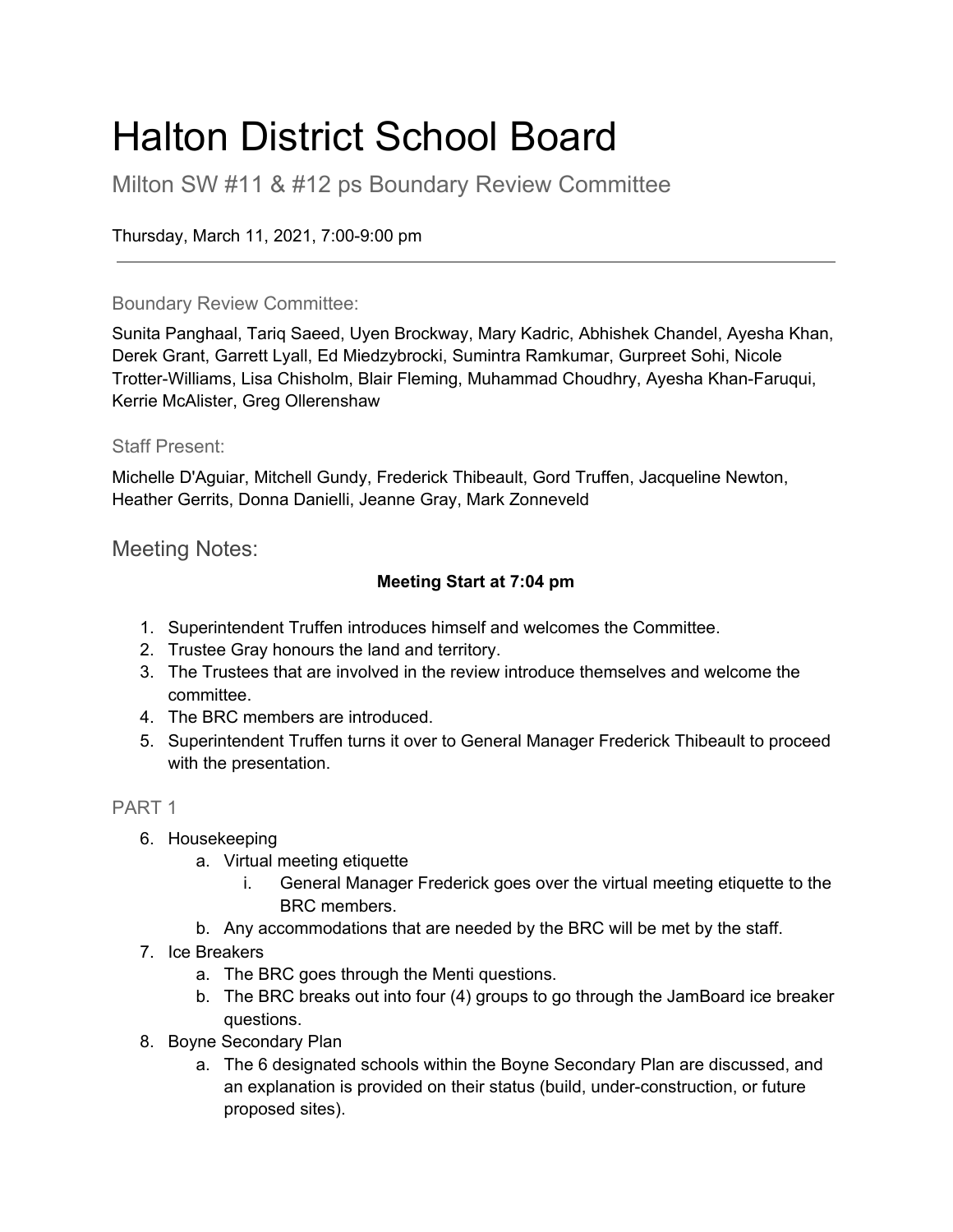# Halton District School Board

## Milton SW #11 & #12 ps Boundary Review Committee

Thursday, March 11, 2021, 7:00-9:00 pm

---

### Boundary Review Committee:

Sunita Panghaal, Tariq Saeed, Uyen Brockway, Mary Kadric, Abhishek Chandel, Ayesha Khan, Derek Grant, Garrett Lyall, Ed Miedzybrocki, Sumintra Ramkumar, Gurpreet Sohi, Nicole Trotter-Williams, Lisa Chisholm, Blair Fleming, Muhammad Choudhry, Ayesha Khan-Faruqui, Kerrie McAlister, Greg Ollerenshaw

### Staff Present:

Michelle D'Aguiar, Mitchell Gundy, Frederick Thibeault, Gord Truffen, Jacqueline Newton, Heather Gerrits, Donna Danielli, Jeanne Gray, Mark Zonneveld

## Meeting Notes:

**Meeting Start at 7:04 pm**

1. Superintendent Truffen introduces himself and welcomes the Committee.
2. Trustee Gray honours the land and territory.
3. The Trustees that are involved in the review introduce themselves and welcome the committee.
4. The BRC members are introduced.
5. Superintendent Truffen turns it over to General Manager Frederick Thibeault to proceed with the presentation.

### PART 1

6. Housekeeping
    a. Virtual meeting etiquette
        i. General Manager Frederick goes over the virtual meeting etiquette to the BRC members.
    b. Any accommodations that are needed by the BRC will be met by the staff.
7. Ice Breakers
    a. The BRC goes through the Menti questions.
    b. The BRC breaks out into four (4) groups to go through the JamBoard ice breaker questions.
8. Boyne Secondary Plan
    a. The 6 designated schools within the Boyne Secondary Plan are discussed, and an explanation is provided on their status (build, under-construction, or future proposed sites).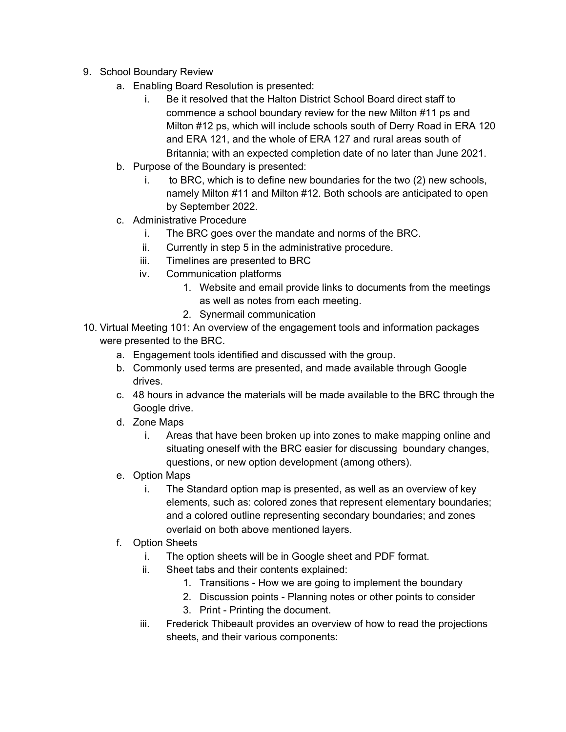9. School Boundary Review
    a. Enabling Board Resolution is presented:
        i. Be it resolved that the Halton District School Board direct staff to commence a school boundary review for the new Milton #11 ps and Milton #12 ps, which will include schools south of Derry Road in ERA 120 and ERA 121, and the whole of ERA 127 and rural areas south of Britannia; with an expected completion date of no later than June 2021.
    b. Purpose of the Boundary is presented:
        i. to BRC, which is to define new boundaries for the two (2) new schools, namely Milton #11 and Milton #12. Both schools are anticipated to open by September 2022.
    c. Administrative Procedure
        i. The BRC goes over the mandate and norms of the BRC.
        ii. Currently in step 5 in the administrative procedure.
        iii. Timelines are presented to BRC
        iv. Communication platforms
            1. Website and email provide links to documents from the meetings as well as notes from each meeting.
            2. Synermail communication
10. Virtual Meeting 101: An overview of the engagement tools and information packages were presented to the BRC.
    a. Engagement tools identified and discussed with the group.
    b. Commonly used terms are presented, and made available through Google drives.
    c. 48 hours in advance the materials will be made available to the BRC through the Google drive.
    d. Zone Maps
        i. Areas that have been broken up into zones to make mapping online and situating oneself with the BRC easier for discussing boundary changes, questions, or new option development (among others).
    e. Option Maps
        i. The Standard option map is presented, as well as an overview of key elements, such as: colored zones that represent elementary boundaries; and a colored outline representing secondary boundaries; and zones overlaid on both above mentioned layers.
    f. Option Sheets
        i. The option sheets will be in Google sheet and PDF format.
        ii. Sheet tabs and their contents explained:
            1. Transitions - How we are going to implement the boundary
            2. Discussion points - Planning notes or other points to consider
            3. Print - Printing the document.
        iii. Frederick Thibeault provides an overview of how to read the projections sheets, and their various components: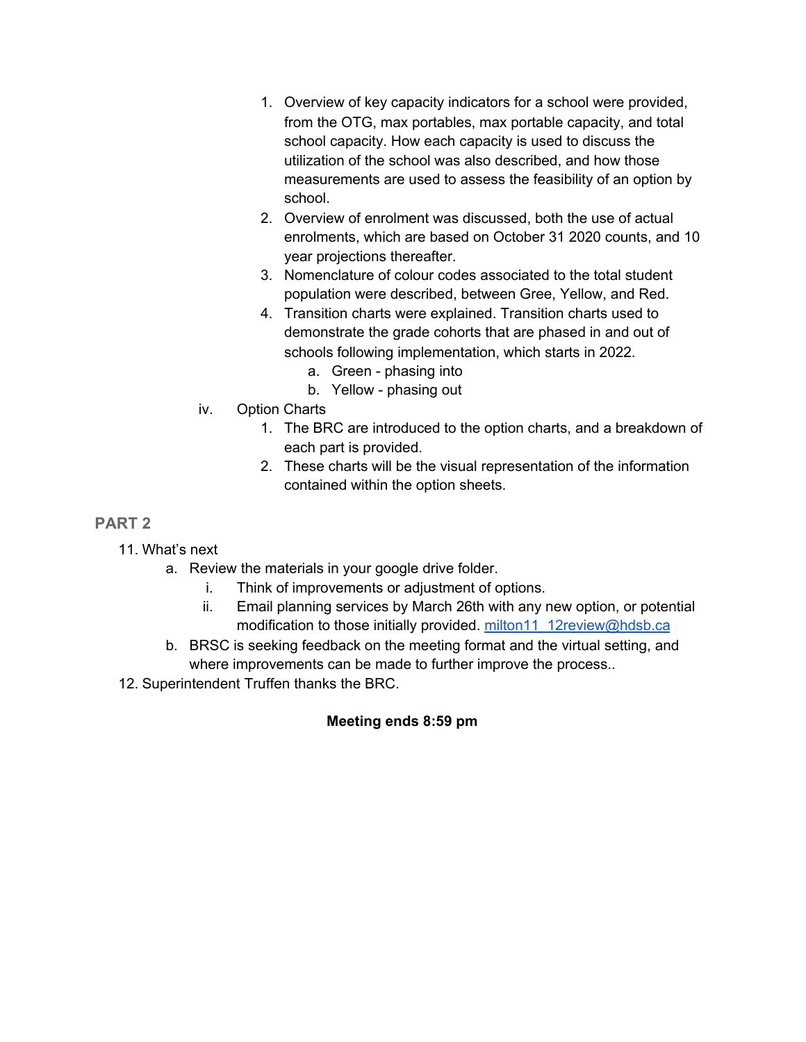1. Overview of key capacity indicators for a school were provided, from the OTG, max portables, max portable capacity, and total school capacity. How each capacity is used to discuss the utilization of the school was also described, and how those measurements are used to assess the feasibility of an option by school.
2. Overview of enrolment was discussed, both the use of actual enrolments, which are based on October 31 2020 counts, and 10 year projections thereafter.
3. Nomenclature of colour codes associated to the total student population were described, between Gree, Yellow, and Red.
4. Transition charts were explained. Transition charts used to demonstrate the grade cohorts that are phased in and out of schools following implementation, which starts in 2022.
   a. Green - phasing into
   b. Yellow - phasing out

iv. Option Charts
   1. The BRC are introduced to the option charts, and a breakdown of each part is provided.
   2. These charts will be the visual representation of the information contained within the option sheets.

## PART 2

11. What's next
   a. Review the materials in your google drive folder.
      i. Think of improvements or adjustment of options.
      ii. Email planning services by March 26th with any new option, or potential modification to those initially provided. milton11_12review@hdsb.ca
   b. BRSC is seeking feedback on the meeting format and the virtual setting, and where improvements can be made to further improve the process..
12. Superintendent Truffen thanks the BRC.

**Meeting ends 8:59 pm**